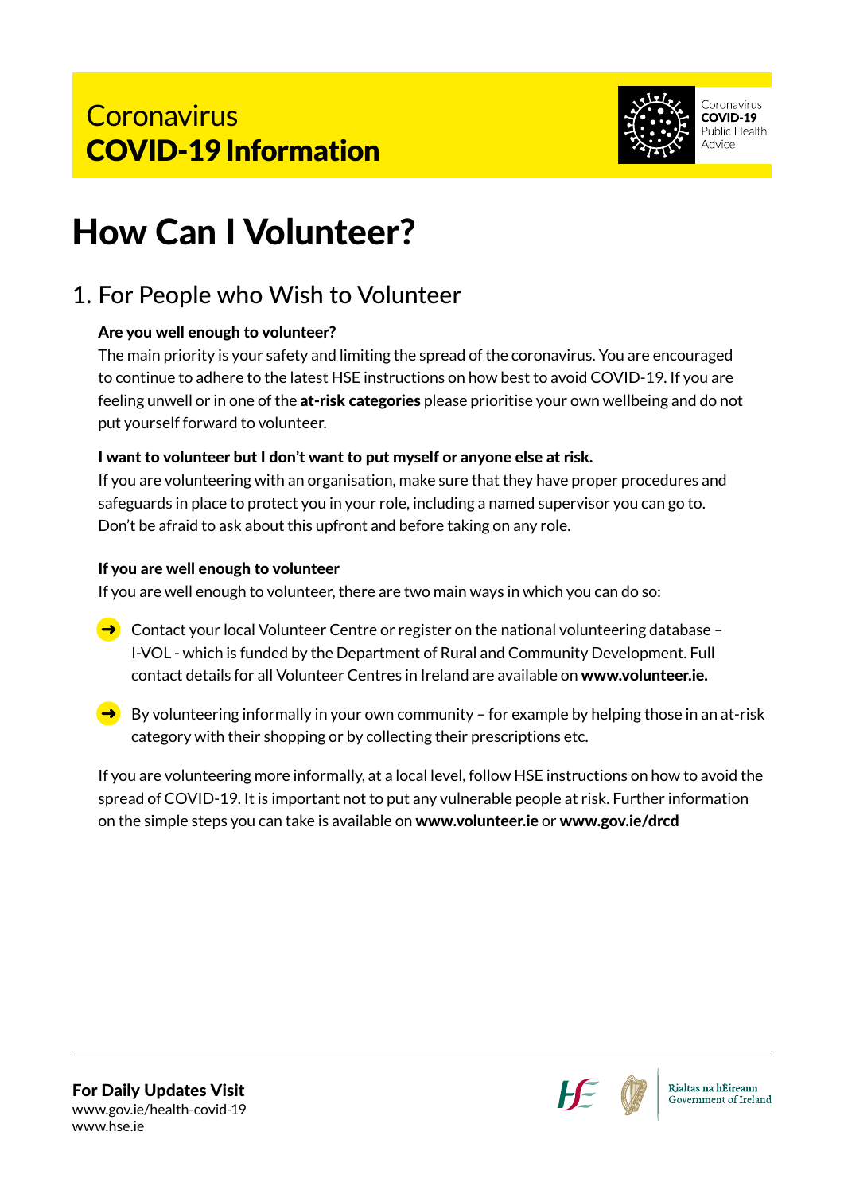# Coronavirus
# COVID-19 Information

Coronavirus **COVID-19** Public Health Advice

# How Can I Volunteer?

## 1. For People who Wish to Volunteer

**Are you well enough to volunteer?**

The main priority is your safety and limiting the spread of the coronavirus. You are encouraged to continue to adhere to the latest HSE instructions on how best to avoid COVID-19. If you are feeling unwell or in one of the **at-risk categories** please prioritise your own wellbeing and do not put yourself forward to volunteer.

**I want to volunteer but I don't want to put myself or anyone else at risk.**

If you are volunteering with an organisation, make sure that they have proper procedures and safeguards in place to protect you in your role, including a named supervisor you can go to. Don't be afraid to ask about this upfront and before taking on any role.

**If you are well enough to volunteer**

If you are well enough to volunteer, there are two main ways in which you can do so:

- Contact your local Volunteer Centre or register on the national volunteering database – I-VOL - which is funded by the Department of Rural and Community Development. Full contact details for all Volunteer Centres in Ireland are available on **www.volunteer.ie.**
- By volunteering informally in your own community – for example by helping those in an at-risk category with their shopping or by collecting their prescriptions etc.

If you are volunteering more informally, at a local level, follow HSE instructions on how to avoid the spread of COVID-19. It is important not to put any vulnerable people at risk. Further information on the simple steps you can take is available on **www.volunteer.ie** or **www.gov.ie/drcd**

**For Daily Updates Visit**
www.gov.ie/health-covid-19
www.hse.ie

Rialtas na hÉireann
Government of Ireland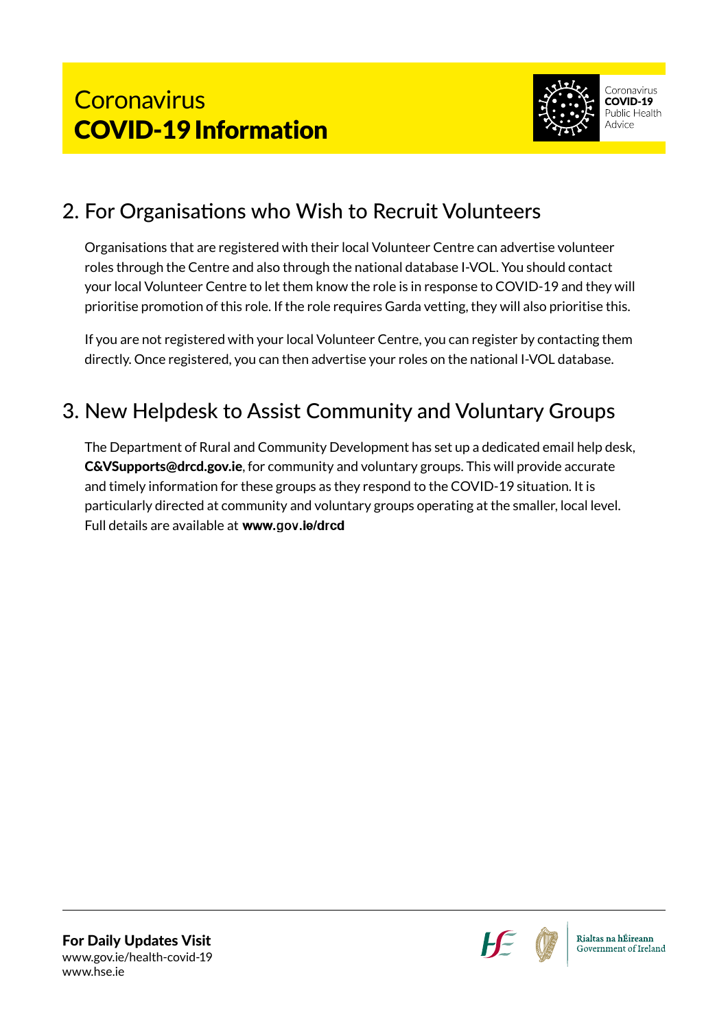# Coronavirus
# **COVID-19 Information**

Coronavirus
**COVID-19**
Public Health
Advice

## 2. For Organisations who Wish to Recruit Volunteers

Organisations that are registered with their local Volunteer Centre can advertise volunteer roles through the Centre and also through the national database I-VOL. You should contact your local Volunteer Centre to let them know the role is in response to COVID-19 and they will prioritise promotion of this role. If the role requires Garda vetting, they will also prioritise this.

If you are not registered with your local Volunteer Centre, you can register by contacting them directly. Once registered, you can then advertise your roles on the national I-VOL database.

## 3. New Helpdesk to Assist Community and Voluntary Groups

The Department of Rural and Community Development has set up a dedicated email help desk, **C&VSupports@drcd.gov.ie**, for community and voluntary groups. This will provide accurate and timely information for these groups as they respond to the COVID-19 situation. It is particularly directed at community and voluntary groups operating at the smaller, local level. Full details are available at **www.gov.ie/drcd**

**For Daily Updates Visit**
www.gov.ie/health-covid-19
www.hse.ie

Rialtas na hÉireann
Government of Ireland